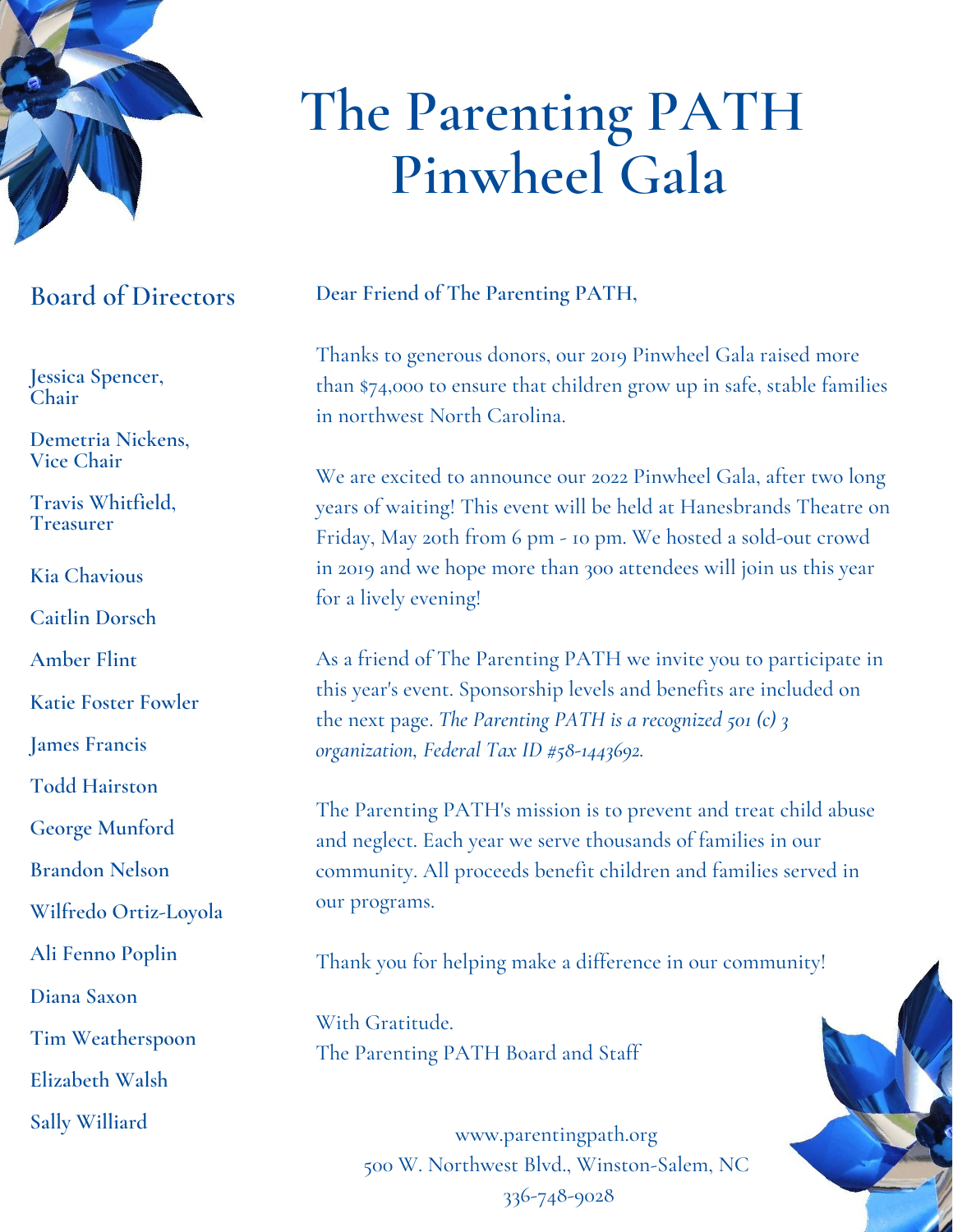# The Parenting PATH Pinwheel Gala

## Board of Directors

**Jessica Spencer, Chair**

**Demetria Nickens, Vice Chair**

**Travis Whitfield, Treasurer**

**Kia Chavious**

**Caitlin Dorsch**

**Amber Flint**

**Katie Foster Fowler**

**James Francis**

**Todd Hairston**

**George Munford**

**Brandon Nelson**

**Wilfredo Ortiz-Loyola**

**Ali Fenno Poplin**

**Diana Saxon**

**Tim Weatherspoon**

**Elizabeth Walsh**

**Sally Williard**

**Dear Friend of The Parenting PATH,**

Thanks to generous donors, our 2019 Pinwheel Gala raised more than $74,000 to ensure that children grow up in safe, stable families in northwest North Carolina.

We are excited to announce our 2022 Pinwheel Gala, after two long years of waiting! This event will be held at Hanesbrands Theatre on Friday, May 20th from 6 pm - 10 pm. We hosted a sold-out crowd in 2019 and we hope more than 300 attendees will join us this year for a lively evening!

As a friend of The Parenting PATH we invite you to participate in this year's event. Sponsorship levels and benefits are included on the next page. *The Parenting PATH is a recognized 501 (c) 3 organization, Federal Tax ID #58-1443692.*

The Parenting PATH's mission is to prevent and treat child abuse and neglect. Each year we serve thousands of families in our community. All proceeds benefit children and families served in our programs.

Thank you for helping make a difference in our community!

With Gratitude.
The Parenting PATH Board and Staff

www.parentingpath.org
500 W. Northwest Blvd., Winston-Salem, NC
336-748-9028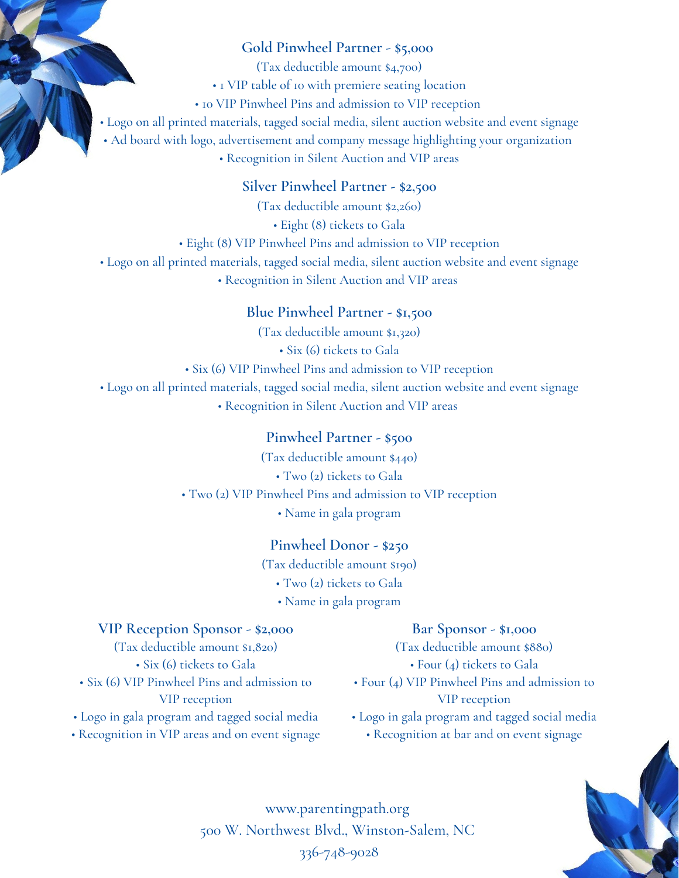### Gold Pinwheel Partner - $5,000

(Tax deductible amount $4,700)

- 1 VIP table of 10 with premiere seating location
- 10 VIP Pinwheel Pins and admission to VIP reception
- Logo on all printed materials, tagged social media, silent auction website and event signage
- Ad board with logo, advertisement and company message highlighting your organization
- Recognition in Silent Auction and VIP areas

### Silver Pinwheel Partner - $2,500

(Tax deductible amount $2,260)

- Eight (8) tickets to Gala
- Eight (8) VIP Pinwheel Pins and admission to VIP reception
- Logo on all printed materials, tagged social media, silent auction website and event signage
- Recognition in Silent Auction and VIP areas

### Blue Pinwheel Partner - $1,500

(Tax deductible amount $1,320)

- Six (6) tickets to Gala
- Six (6) VIP Pinwheel Pins and admission to VIP reception
- Logo on all printed materials, tagged social media, silent auction website and event signage
- Recognition in Silent Auction and VIP areas

### Pinwheel Partner - $500

(Tax deductible amount $440)

- Two (2) tickets to Gala
- Two (2) VIP Pinwheel Pins and admission to VIP reception
- Name in gala program

### Pinwheel Donor - $250

(Tax deductible amount $190)

- Two (2) tickets to Gala
- Name in gala program

### VIP Reception Sponsor - $2,000

(Tax deductible amount $1,820)

- Six (6) tickets to Gala
- Six (6) VIP Pinwheel Pins and admission to VIP reception
- Logo in gala program and tagged social media
- Recognition in VIP areas and on event signage

### Bar Sponsor - $1,000

(Tax deductible amount $880)

- Four (4) tickets to Gala
- Four (4) VIP Pinwheel Pins and admission to VIP reception
- Logo in gala program and tagged social media
- Recognition at bar and on event signage

www.parentingpath.org

500 W. Northwest Blvd., Winston-Salem, NC

336-748-9028